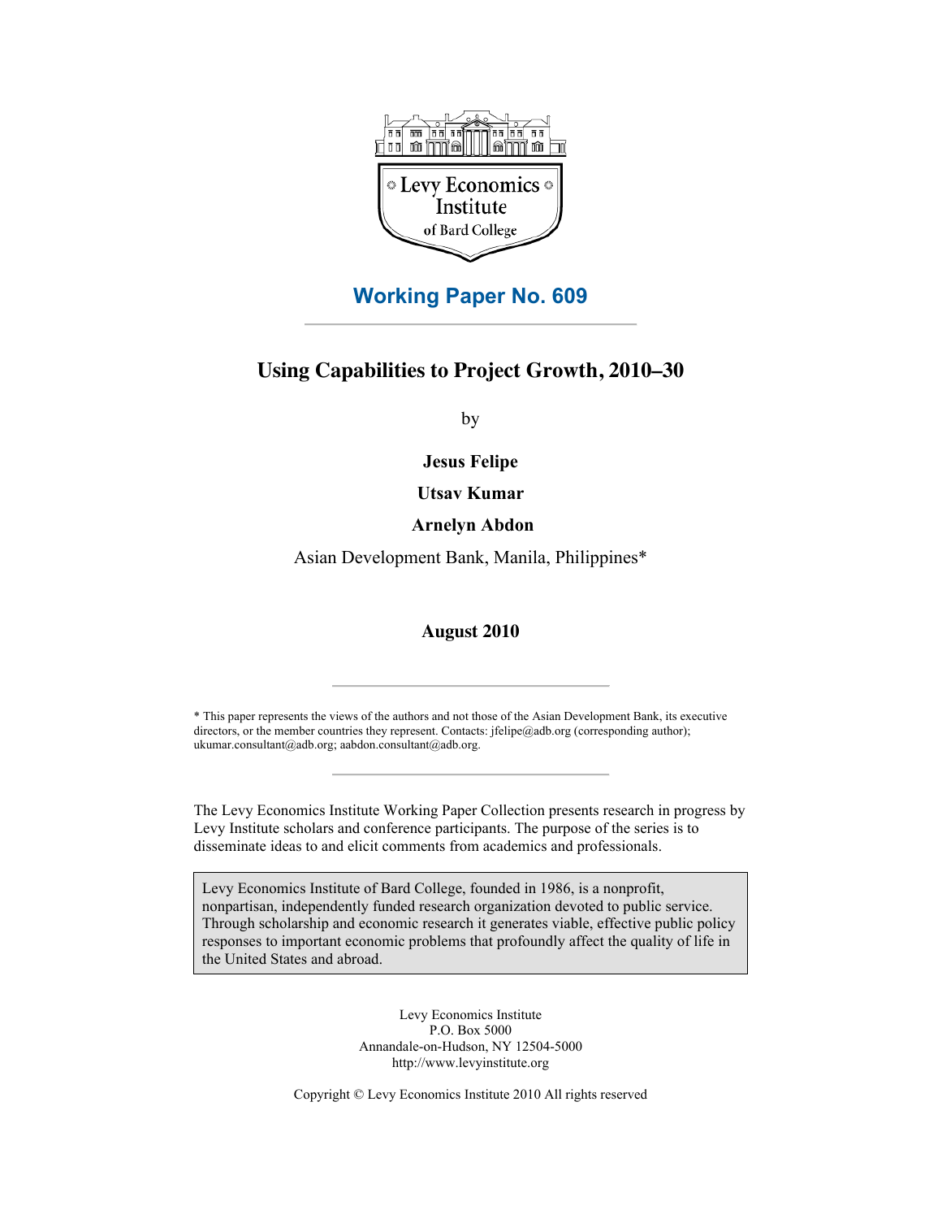Levy Economics Institute of Bard College

**Working Paper No. 609**

# Using Capabilities to Project Growth, 2010–30

by

**Jesus Felipe**

**Utsav Kumar**

**Arnelyn Abdon**

Asian Development Bank, Manila, Philippines*

**August 2010**

---

* This paper represents the views of the authors and not those of the Asian Development Bank, its executive directors, or the member countries they represent. Contacts: jfelipe@adb.org (corresponding author); ukumar.consultant@adb.org; aabdon.consultant@adb.org.

---

The Levy Economics Institute Working Paper Collection presents research in progress by Levy Institute scholars and conference participants. The purpose of the series is to disseminate ideas to and elicit comments from academics and professionals.

Levy Economics Institute of Bard College, founded in 1986, is a nonprofit, nonpartisan, independently funded research organization devoted to public service. Through scholarship and economic research it generates viable, effective public policy responses to important economic problems that profoundly affect the quality of life in the United States and abroad.

Levy Economics Institute
P.O. Box 5000
Annandale-on-Hudson, NY 12504-5000
http://www.levyinstitute.org

Copyright © Levy Economics Institute 2010 All rights reserved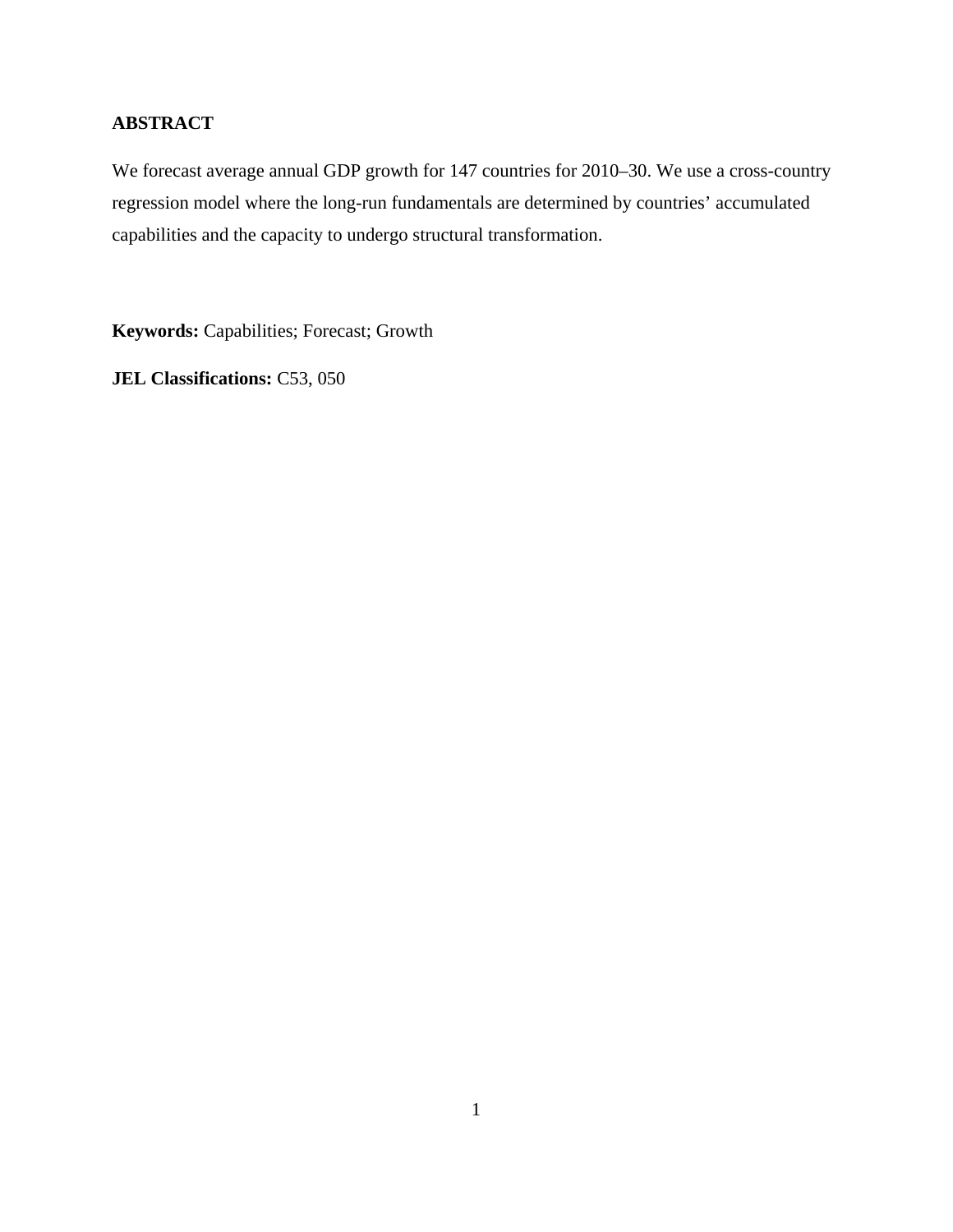**ABSTRACT**

We forecast average annual GDP growth for 147 countries for 2010–30. We use a cross-country regression model where the long-run fundamentals are determined by countries' accumulated capabilities and the capacity to undergo structural transformation.

**Keywords:** Capabilities; Forecast; Growth

**JEL Classifications:** C53, 050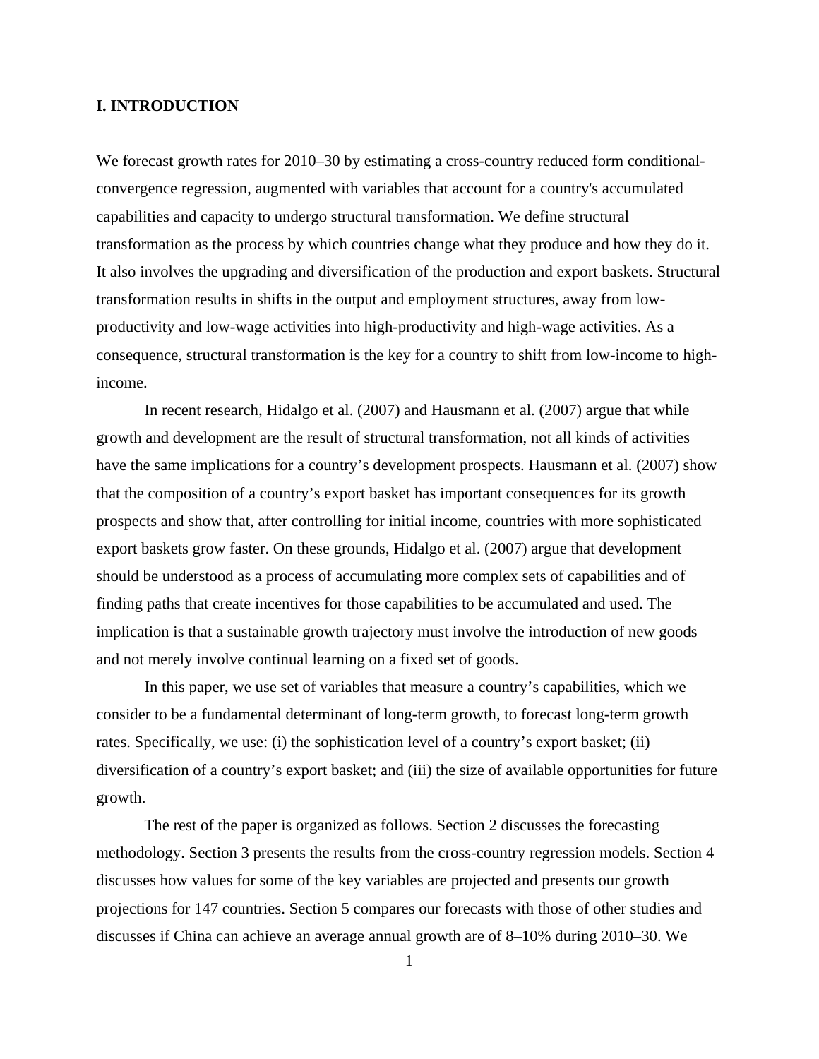# I. INTRODUCTION

We forecast growth rates for 2010–30 by estimating a cross-country reduced form conditional-convergence regression, augmented with variables that account for a country's accumulated capabilities and capacity to undergo structural transformation. We define structural transformation as the process by which countries change what they produce and how they do it. It also involves the upgrading and diversification of the production and export baskets. Structural transformation results in shifts in the output and employment structures, away from low-productivity and low-wage activities into high-productivity and high-wage activities. As a consequence, structural transformation is the key for a country to shift from low-income to high-income.

In recent research, Hidalgo et al. (2007) and Hausmann et al. (2007) argue that while growth and development are the result of structural transformation, not all kinds of activities have the same implications for a country's development prospects. Hausmann et al. (2007) show that the composition of a country's export basket has important consequences for its growth prospects and show that, after controlling for initial income, countries with more sophisticated export baskets grow faster. On these grounds, Hidalgo et al. (2007) argue that development should be understood as a process of accumulating more complex sets of capabilities and of finding paths that create incentives for those capabilities to be accumulated and used. The implication is that a sustainable growth trajectory must involve the introduction of new goods and not merely involve continual learning on a fixed set of goods.

In this paper, we use set of variables that measure a country's capabilities, which we consider to be a fundamental determinant of long-term growth, to forecast long-term growth rates. Specifically, we use: (i) the sophistication level of a country's export basket; (ii) diversification of a country's export basket; and (iii) the size of available opportunities for future growth.

The rest of the paper is organized as follows. Section 2 discusses the forecasting methodology. Section 3 presents the results from the cross-country regression models. Section 4 discusses how values for some of the key variables are projected and presents our growth projections for 147 countries. Section 5 compares our forecasts with those of other studies and discusses if China can achieve an average annual growth are of 8–10% during 2010–30. We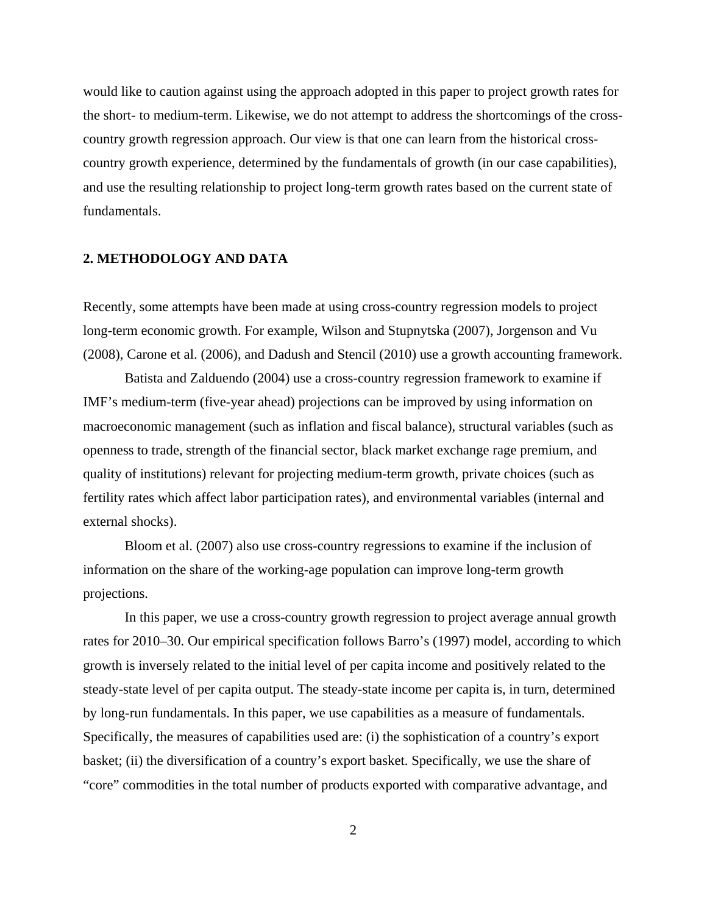would like to caution against using the approach adopted in this paper to project growth rates for the short- to medium-term. Likewise, we do not attempt to address the shortcomings of the cross-country growth regression approach. Our view is that one can learn from the historical cross-country growth experience, determined by the fundamentals of growth (in our case capabilities), and use the resulting relationship to project long-term growth rates based on the current state of fundamentals.

## 2. METHODOLOGY AND DATA

Recently, some attempts have been made at using cross-country regression models to project long-term economic growth. For example, Wilson and Stupnytska (2007), Jorgenson and Vu (2008), Carone et al. (2006), and Dadush and Stencil (2010) use a growth accounting framework.

Batista and Zalduendo (2004) use a cross-country regression framework to examine if IMF's medium-term (five-year ahead) projections can be improved by using information on macroeconomic management (such as inflation and fiscal balance), structural variables (such as openness to trade, strength of the financial sector, black market exchange rage premium, and quality of institutions) relevant for projecting medium-term growth, private choices (such as fertility rates which affect labor participation rates), and environmental variables (internal and external shocks).

Bloom et al. (2007) also use cross-country regressions to examine if the inclusion of information on the share of the working-age population can improve long-term growth projections.

In this paper, we use a cross-country growth regression to project average annual growth rates for 2010–30. Our empirical specification follows Barro's (1997) model, according to which growth is inversely related to the initial level of per capita income and positively related to the steady-state level of per capita output. The steady-state income per capita is, in turn, determined by long-run fundamentals. In this paper, we use capabilities as a measure of fundamentals. Specifically, the measures of capabilities used are: (i) the sophistication of a country's export basket; (ii) the diversification of a country's export basket. Specifically, we use the share of "core" commodities in the total number of products exported with comparative advantage, and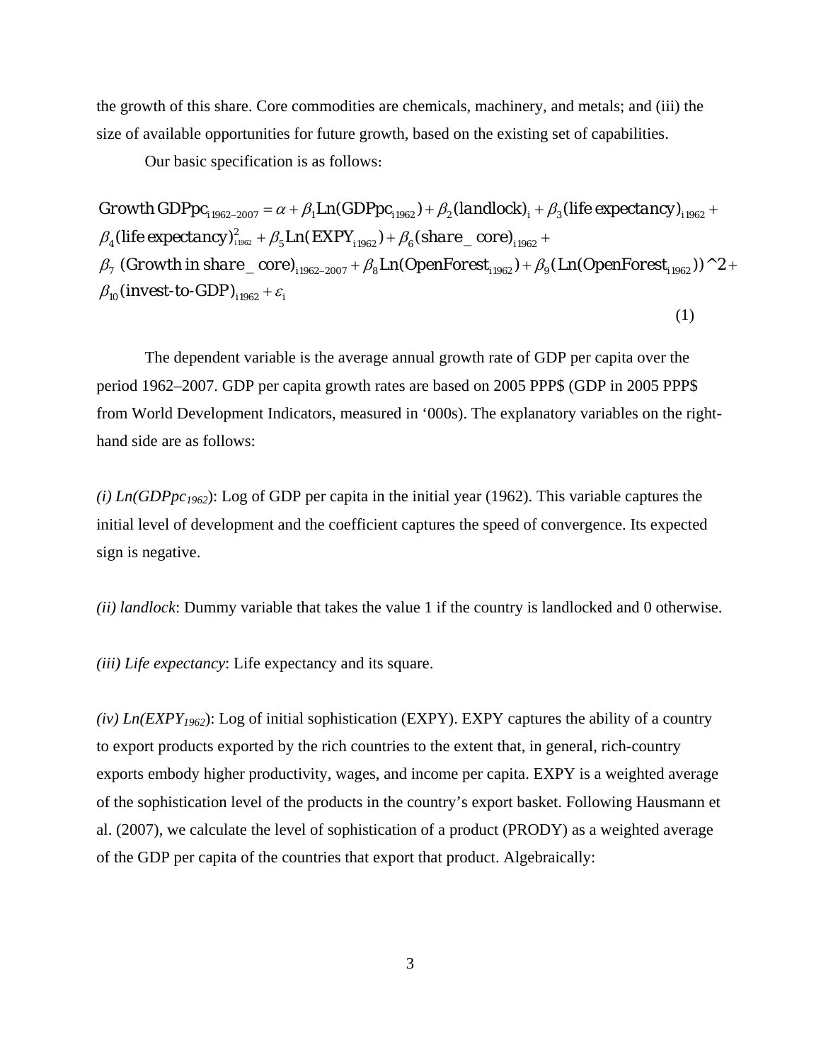the growth of this share. Core commodities are chemicals, machinery, and metals; and (iii) the size of available opportunities for future growth, based on the existing set of capabilities.

Our basic specification is as follows:

$$\text{Growth GDPpc}_{i1962-2007} = \alpha + \beta_1 \text{Ln}(\text{GDPpc}_{i1962}) + \beta_2 (\text{landlock})_i + \beta_3 (\text{life expectancy})_{i1962} + \beta_4 (\text{life expectancy})^2_{i1962} + \beta_5 \text{Ln}(\text{EXPY}_{i1962}) + \beta_6 (\text{share\_core})_{i1962} + \beta_7 \text{ (Growth in share\_core)}_{i1962-2007} + \beta_8 \text{Ln}(\text{OpenForest}_{i1962}) + \beta_9 (\text{Ln}(\text{OpenForest}_{i1962}))\text{^}2 + \beta_{10} (\text{invest-to-GDP})_{i1962} + \varepsilon_i \tag{1}$$

The dependent variable is the average annual growth rate of GDP per capita over the period 1962–2007. GDP per capita growth rates are based on 2005 PPP$ (GDP in 2005 PPP$ from World Development Indicators, measured in ‘000s). The explanatory variables on the right-hand side are as follows:

*(i) Ln(GDPpc$_{1962}$)*: Log of GDP per capita in the initial year (1962). This variable captures the initial level of development and the coefficient captures the speed of convergence. Its expected sign is negative.

*(ii) landlock*: Dummy variable that takes the value 1 if the country is landlocked and 0 otherwise.

*(iii) Life expectancy*: Life expectancy and its square.

*(iv) Ln(EXPY$_{1962}$)*: Log of initial sophistication (EXPY). EXPY captures the ability of a country to export products exported by the rich countries to the extent that, in general, rich-country exports embody higher productivity, wages, and income per capita. EXPY is a weighted average of the sophistication level of the products in the country’s export basket. Following Hausmann et al. (2007), we calculate the level of sophistication of a product (PRODY) as a weighted average of the GDP per capita of the countries that export that product. Algebraically: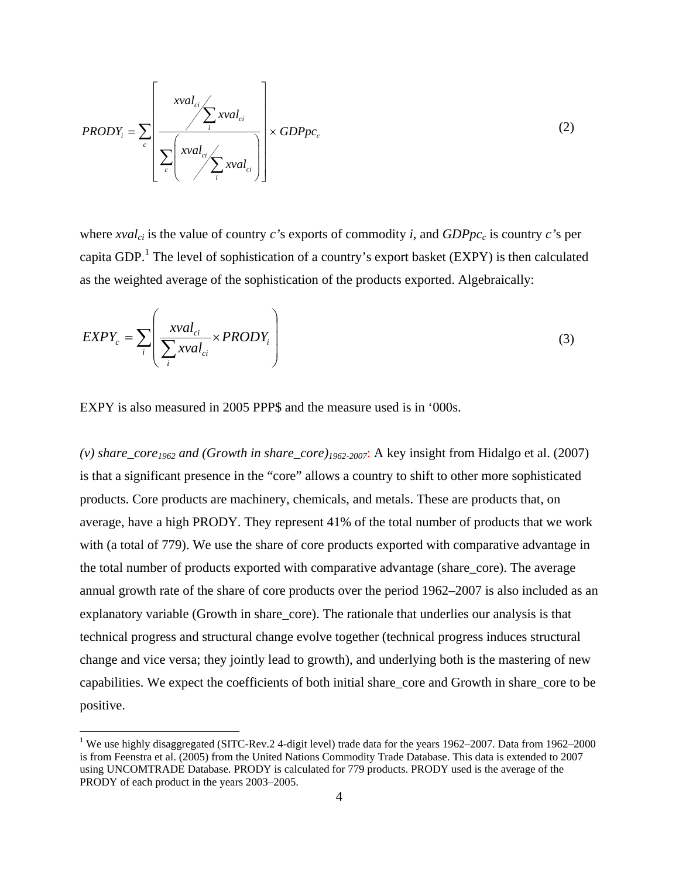$$PRODY_i = \sum_c \left[ \frac{xval_{ci} \Big/ \sum_i xval_{ci}}{\sum_c \left( xval_{ci} \Big/ \sum_i xval_{ci} \right)} \right] \times GDPpc_c \tag{2}$$

where $xval_{ci}$ is the value of country *c*'s exports of commodity *i*, and $GDPpc_c$ is country *c*'s per capita GDP.[1] The level of sophistication of a country's export basket (EXPY) is then calculated as the weighted average of the sophistication of the products exported. Algebraically:

$$EXPY_c = \sum_i \left( \frac{xval_{ci}}{\sum_i xval_{ci}} \times PRODY_i \right) \tag{3}$$

EXPY is also measured in 2005 PPP$ and the measure used is in '000s.

*(v) share_core*$_{1962}$ *and (Growth in share_core)*$_{1962\text{-}2007}$: A key insight from Hidalgo et al. (2007) is that a significant presence in the "core" allows a country to shift to other more sophisticated products. Core products are machinery, chemicals, and metals. These are products that, on average, have a high PRODY. They represent 41% of the total number of products that we work with (a total of 779). We use the share of core products exported with comparative advantage in the total number of products exported with comparative advantage (share_core). The average annual growth rate of the share of core products over the period 1962–2007 is also included as an explanatory variable (Growth in share_core). The rationale that underlies our analysis is that technical progress and structural change evolve together (technical progress induces structural change and vice versa; they jointly lead to growth), and underlying both is the mastering of new capabilities. We expect the coefficients of both initial share_core and Growth in share_core to be positive.

[1] We use highly disaggregated (SITC-Rev.2 4-digit level) trade data for the years 1962–2007. Data from 1962–2000 is from Feenstra et al. (2005) from the United Nations Commodity Trade Database. This data is extended to 2007 using UNCOMTRADE Database. PRODY is calculated for 779 products. PRODY used is the average of the PRODY of each product in the years 2003–2005.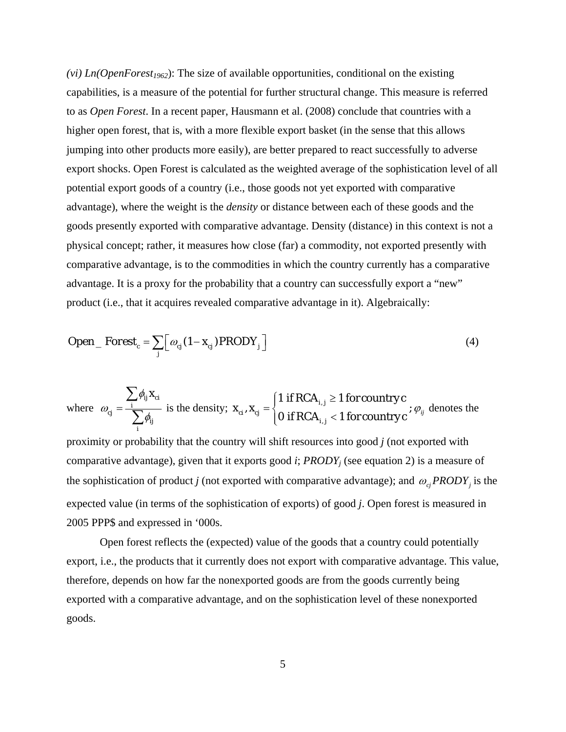*(vi) Ln(OpenForest$_{1962}$)*: The size of available opportunities, conditional on the existing capabilities, is a measure of the potential for further structural change. This measure is referred to as *Open Forest*. In a recent paper, Hausmann et al. (2008) conclude that countries with a higher open forest, that is, with a more flexible export basket (in the sense that this allows jumping into other products more easily), are better prepared to react successfully to adverse export shocks. Open Forest is calculated as the weighted average of the sophistication level of all potential export goods of a country (i.e., those goods not yet exported with comparative advantage), where the weight is the *density* or distance between each of these goods and the goods presently exported with comparative advantage. Density (distance) in this context is not a physical concept; rather, it measures how close (far) a commodity, not exported presently with comparative advantage, is to the commodities in which the country currently has a comparative advantage. It is a proxy for the probability that a country can successfully export a "new" product (i.e., that it acquires revealed comparative advantage in it). Algebraically:

$$\text{Open\_Forest}_c = \sum_j \left[ \omega_{cj} (1 - x_{cj}) \text{PRODY}_j \right] \tag{4}$$

where $\omega_{cj} = \frac{\sum_i \phi_{ij} x_{ci}}{\sum_i \phi_{ij}}$ is the density; $x_{ci}, x_{cj} = \begin{cases} 1 \text{ if } RCA_{i,j} \geq 1 \text{ for country c} \\ 0 \text{ if } RCA_{i,j} < 1 \text{ for country c} \end{cases}$; $\varphi_{ij}$ denotes the proximity or probability that the country will shift resources into good *j* (not exported with comparative advantage), given that it exports good *i*; *PRODY$_j$* (see equation 2) is a measure of the sophistication of product *j* (not exported with comparative advantage); and $\omega_{cj} PRODY_j$ is the expected value (in terms of the sophistication of exports) of good *j*. Open forest is measured in 2005 PPP$ and expressed in '000s.

Open forest reflects the (expected) value of the goods that a country could potentially export, i.e., the products that it currently does not export with comparative advantage. This value, therefore, depends on how far the nonexported goods are from the goods currently being exported with a comparative advantage, and on the sophistication level of these nonexported goods.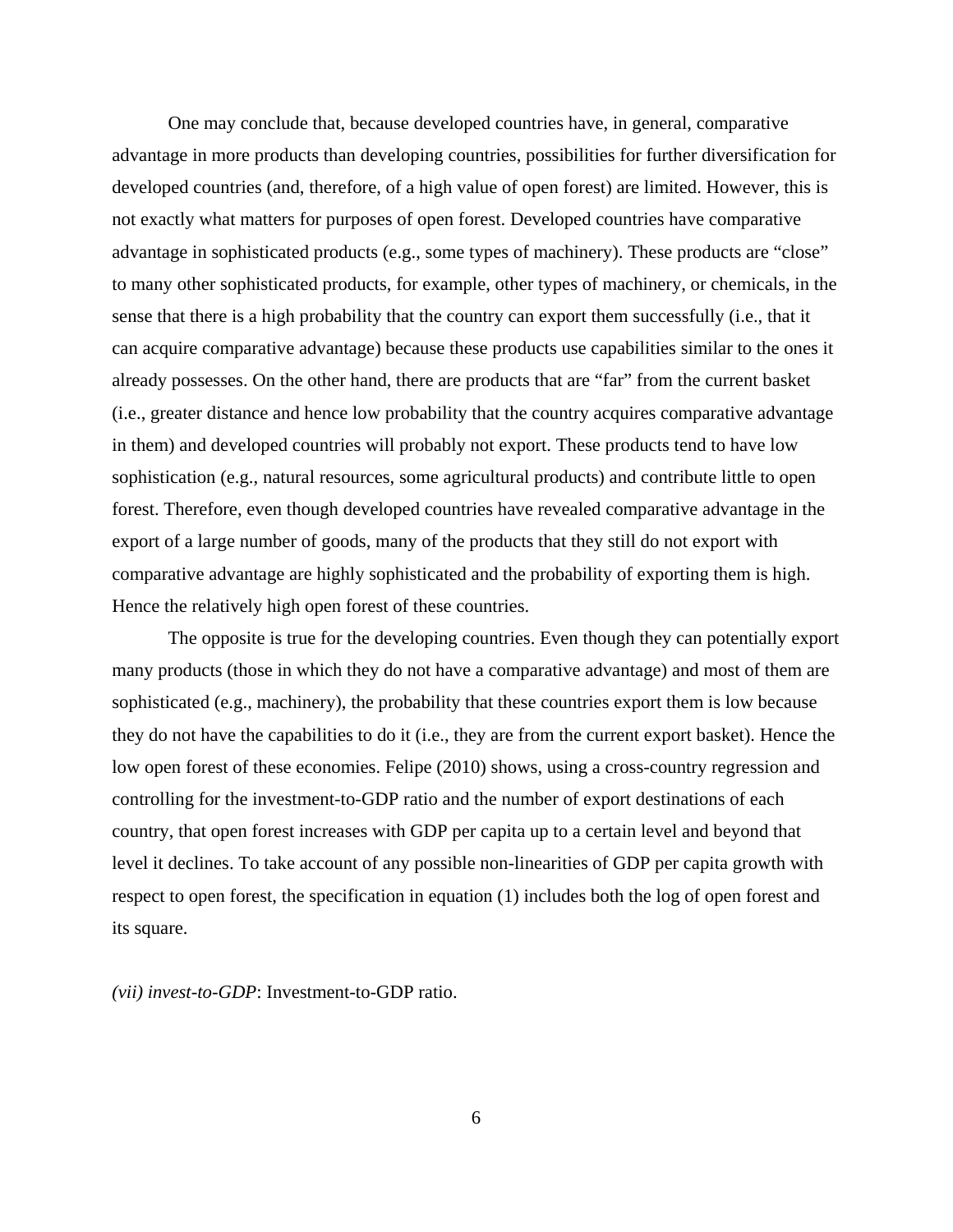One may conclude that, because developed countries have, in general, comparative advantage in more products than developing countries, possibilities for further diversification for developed countries (and, therefore, of a high value of open forest) are limited. However, this is not exactly what matters for purposes of open forest. Developed countries have comparative advantage in sophisticated products (e.g., some types of machinery). These products are "close" to many other sophisticated products, for example, other types of machinery, or chemicals, in the sense that there is a high probability that the country can export them successfully (i.e., that it can acquire comparative advantage) because these products use capabilities similar to the ones it already possesses. On the other hand, there are products that are "far" from the current basket (i.e., greater distance and hence low probability that the country acquires comparative advantage in them) and developed countries will probably not export. These products tend to have low sophistication (e.g., natural resources, some agricultural products) and contribute little to open forest. Therefore, even though developed countries have revealed comparative advantage in the export of a large number of goods, many of the products that they still do not export with comparative advantage are highly sophisticated and the probability of exporting them is high. Hence the relatively high open forest of these countries.

The opposite is true for the developing countries. Even though they can potentially export many products (those in which they do not have a comparative advantage) and most of them are sophisticated (e.g., machinery), the probability that these countries export them is low because they do not have the capabilities to do it (i.e., they are from the current export basket). Hence the low open forest of these economies. Felipe (2010) shows, using a cross-country regression and controlling for the investment-to-GDP ratio and the number of export destinations of each country, that open forest increases with GDP per capita up to a certain level and beyond that level it declines. To take account of any possible non-linearities of GDP per capita growth with respect to open forest, the specification in equation (1) includes both the log of open forest and its square.

*(vii) invest-to-GDP*: Investment-to-GDP ratio.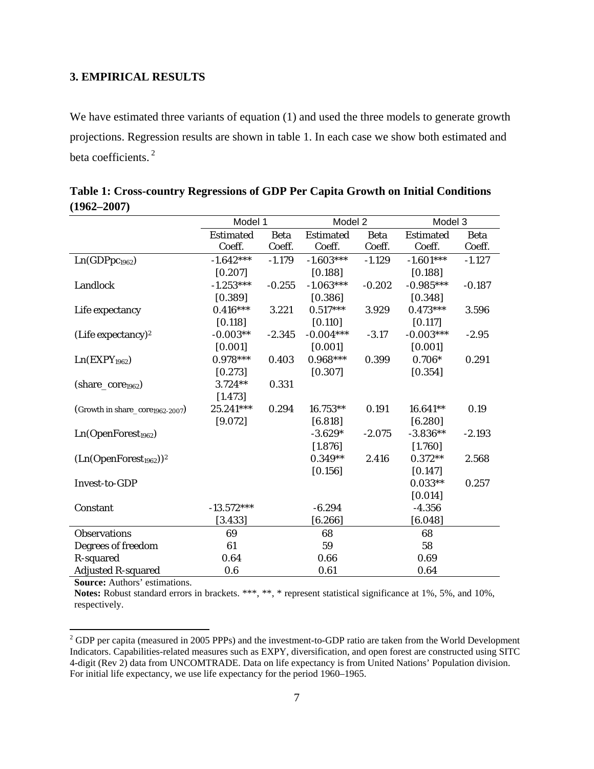## 3. EMPIRICAL RESULTS

We have estimated three variants of equation (1) and used the three models to generate growth projections. Regression results are shown in table 1. In each case we show both estimated and beta coefficients. [2]

**Table 1: Cross-country Regressions of GDP Per Capita Growth on Initial Conditions (1962–2007)**

| | Model 1 | | Model 2 | | Model 3 | |
|---|---|---|---|---|---|---|
| | Estimated Coeff. | Beta Coeff. | Estimated Coeff. | Beta Coeff. | Estimated Coeff. | Beta Coeff. |
| $Ln(GDPpc_{1962})$ | -1.642*** | -1.179 | -1.603*** | -1.129 | -1.601*** | -1.127 |
| | [0.207] | | [0.188] | | [0.188] | |
| Landlock | -1.253*** | -0.255 | -1.063*** | -0.202 | -0.985*** | -0.187 |
| | [0.389] | | [0.386] | | [0.348] | |
| Life expectancy | 0.416*** | 3.221 | 0.517*** | 3.929 | 0.473*** | 3.596 |
| | [0.118] | | [0.110] | | [0.117] | |
| $(\text{Life expectancy})^2$ | -0.003** | -2.345 | -0.004*** | -3.17 | -0.003*** | -2.95 |
| | [0.001] | | [0.001] | | [0.001] | |
| $Ln(EXPY_{1962})$ | 0.978*** | 0.403 | 0.968*** | 0.399 | 0.706* | 0.291 |
| | [0.273] | | [0.307] | | [0.354] | |
| $(share\_core_{1962})$ | 3.724** | 0.331 | | | | |
| | [1.473] | | | | | |
| (Growth in $share\_core_{1962\text{-}2007}$) | 25.241*** | 0.294 | 16.753** | 0.191 | 16.641** | 0.19 |
| | [9.072] | | [6.818] | | [6.280] | |
| $Ln(OpenForest_{1962})$ | | | -3.629* | -2.075 | -3.836** | -2.193 |
| | | | [1.876] | | [1.760] | |
| $(Ln(OpenForest_{1962}))^2$ | | | 0.349** | 2.416 | 0.372** | 2.568 |
| | | | [0.156] | | [0.147] | |
| Invest-to-GDP | | | | | 0.033** | 0.257 |
| | | | | | [0.014] | |
| Constant | -13.572*** | | -6.294 | | -4.356 | |
| | [3.433] | | [6.266] | | [6.048] | |
| Observations | 69 | | 68 | | 68 | |
| Degrees of freedom | 61 | | 59 | | 58 | |
| R-squared | 0.64 | | 0.66 | | 0.69 | |
| Adjusted R-squared | 0.6 | | 0.61 | | 0.64 | |

**Source:** Authors' estimations.

**Notes:** Robust standard errors in brackets. ***, **, * represent statistical significance at 1%, 5%, and 10%, respectively.

[2] GDP per capita (measured in 2005 PPPs) and the investment-to-GDP ratio are taken from the World Development Indicators. Capabilities-related measures such as EXPY, diversification, and open forest are constructed using SITC 4-digit (Rev 2) data from UNCOMTRADE. Data on life expectancy is from United Nations' Population division. For initial life expectancy, we use life expectancy for the period 1960–1965.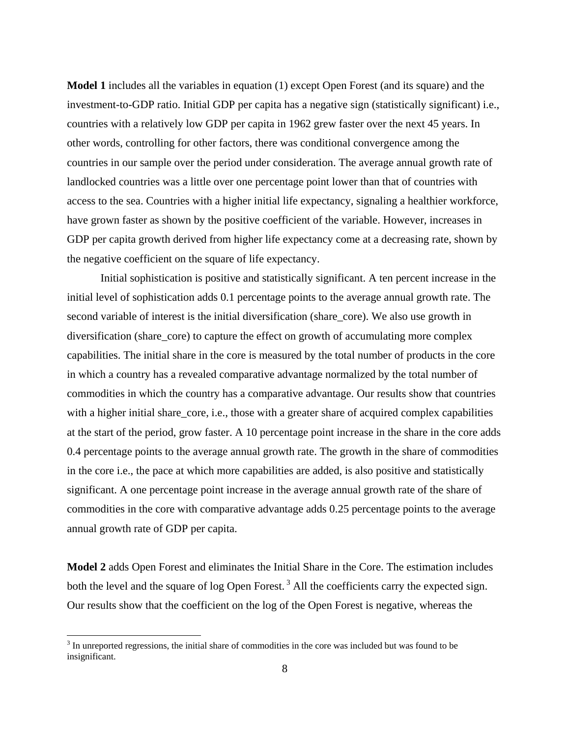**Model 1** includes all the variables in equation (1) except Open Forest (and its square) and the investment-to-GDP ratio. Initial GDP per capita has a negative sign (statistically significant) i.e., countries with a relatively low GDP per capita in 1962 grew faster over the next 45 years. In other words, controlling for other factors, there was conditional convergence among the countries in our sample over the period under consideration. The average annual growth rate of landlocked countries was a little over one percentage point lower than that of countries with access to the sea. Countries with a higher initial life expectancy, signaling a healthier workforce, have grown faster as shown by the positive coefficient of the variable. However, increases in GDP per capita growth derived from higher life expectancy come at a decreasing rate, shown by the negative coefficient on the square of life expectancy.

Initial sophistication is positive and statistically significant. A ten percent increase in the initial level of sophistication adds 0.1 percentage points to the average annual growth rate. The second variable of interest is the initial diversification (share_core). We also use growth in diversification (share_core) to capture the effect on growth of accumulating more complex capabilities. The initial share in the core is measured by the total number of products in the core in which a country has a revealed comparative advantage normalized by the total number of commodities in which the country has a comparative advantage. Our results show that countries with a higher initial share_core, i.e., those with a greater share of acquired complex capabilities at the start of the period, grow faster. A 10 percentage point increase in the share in the core adds 0.4 percentage points to the average annual growth rate. The growth in the share of commodities in the core i.e., the pace at which more capabilities are added, is also positive and statistically significant. A one percentage point increase in the average annual growth rate of the share of commodities in the core with comparative advantage adds 0.25 percentage points to the average annual growth rate of GDP per capita.

**Model 2** adds Open Forest and eliminates the Initial Share in the Core. The estimation includes both the level and the square of log Open Forest. [3] All the coefficients carry the expected sign. Our results show that the coefficient on the log of the Open Forest is negative, whereas the

[3] In unreported regressions, the initial share of commodities in the core was included but was found to be insignificant.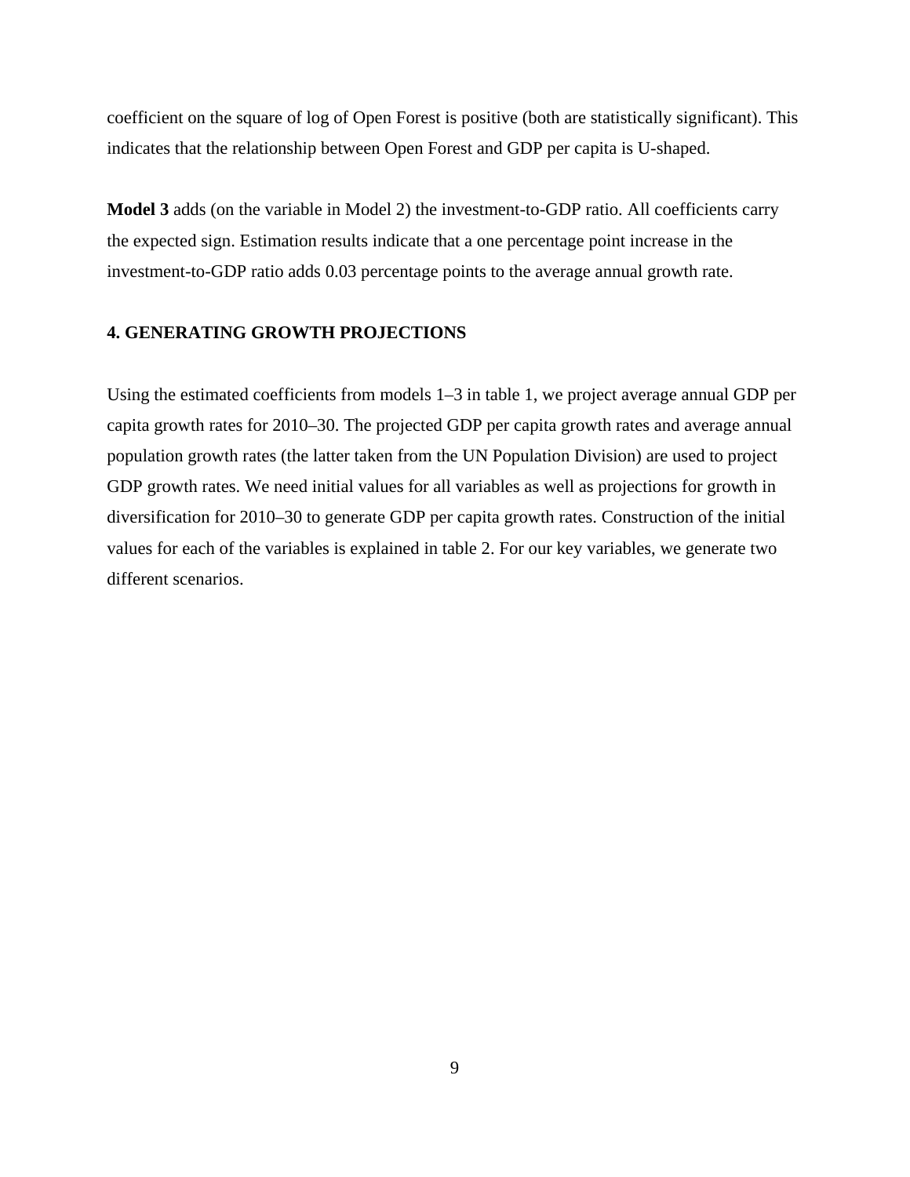coefficient on the square of log of Open Forest is positive (both are statistically significant). This indicates that the relationship between Open Forest and GDP per capita is U-shaped.

**Model 3** adds (on the variable in Model 2) the investment-to-GDP ratio. All coefficients carry the expected sign. Estimation results indicate that a one percentage point increase in the investment-to-GDP ratio adds 0.03 percentage points to the average annual growth rate.

## 4. GENERATING GROWTH PROJECTIONS

Using the estimated coefficients from models 1–3 in table 1, we project average annual GDP per capita growth rates for 2010–30. The projected GDP per capita growth rates and average annual population growth rates (the latter taken from the UN Population Division) are used to project GDP growth rates. We need initial values for all variables as well as projections for growth in diversification for 2010–30 to generate GDP per capita growth rates. Construction of the initial values for each of the variables is explained in table 2. For our key variables, we generate two different scenarios.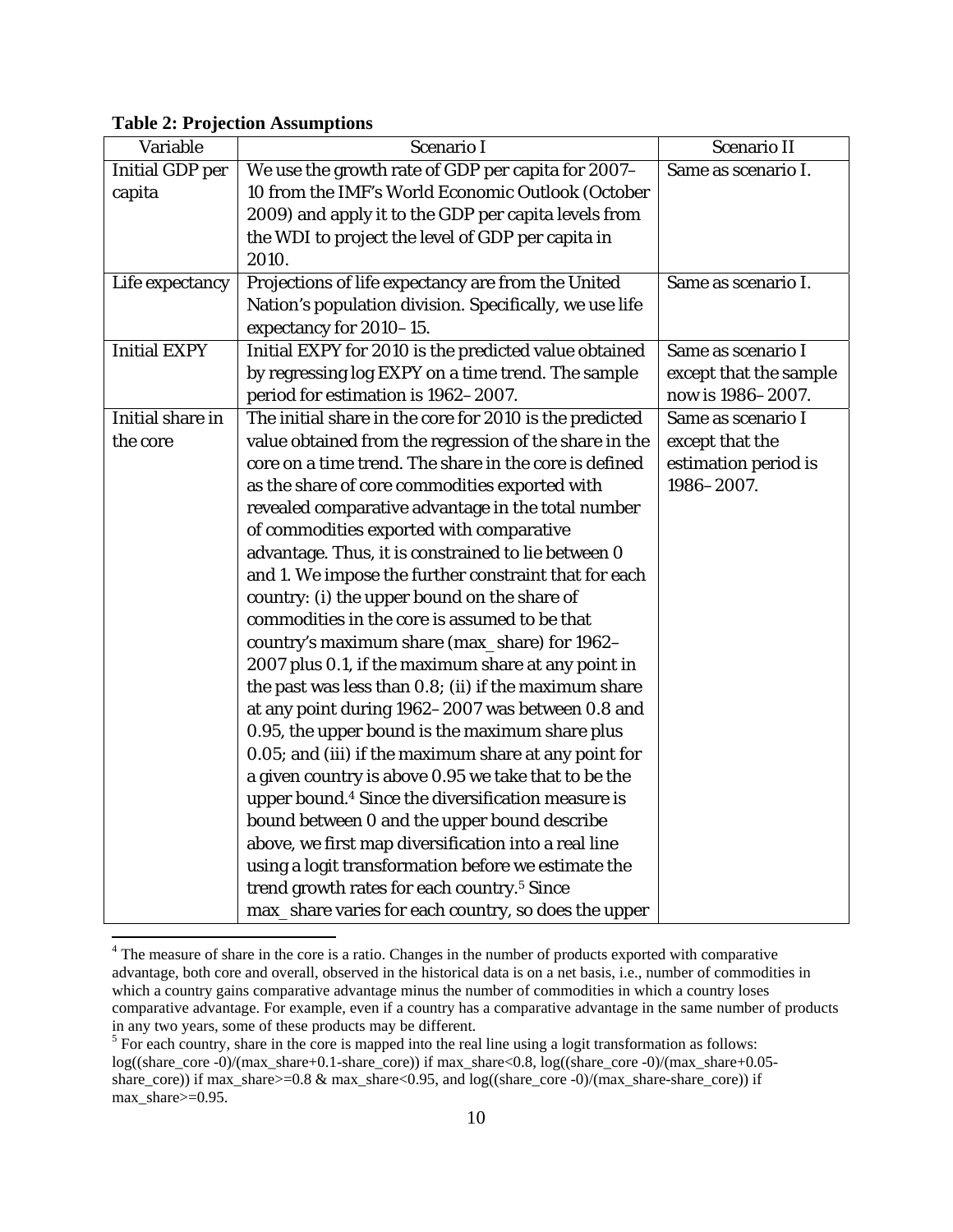**Table 2: Projection Assumptions**

| Variable | Scenario I | Scenario II |
|---|---|---|
| Initial GDP per capita | We use the growth rate of GDP per capita for 2007–10 from the IMF's World Economic Outlook (October 2009) and apply it to the GDP per capita levels from the WDI to project the level of GDP per capita in 2010. | Same as scenario I. |
| Life expectancy | Projections of life expectancy are from the United Nation's population division. Specifically, we use life expectancy for 2010–15. | Same as scenario I. |
| Initial EXPY | Initial EXPY for 2010 is the predicted value obtained by regressing log EXPY on a time trend. The sample period for estimation is 1962–2007. | Same as scenario I except that the sample now is 1986–2007. |
| Initial share in the core | The initial share in the core for 2010 is the predicted value obtained from the regression of the share in the core on a time trend. The share in the core is defined as the share of core commodities exported with revealed comparative advantage in the total number of commodities exported with comparative advantage. Thus, it is constrained to lie between 0 and 1. We impose the further constraint that for each country: (i) the upper bound on the share of commodities in the core is assumed to be that country's maximum share (max_share) for 1962–2007 plus 0.1, if the maximum share at any point in the past was less than 0.8; (ii) if the maximum share at any point during 1962–2007 was between 0.8 and 0.95, the upper bound is the maximum share plus 0.05; and (iii) if the maximum share at any point for a given country is above 0.95 we take that to be the upper bound.[4] Since the diversification measure is bound between 0 and the upper bound describe above, we first map diversification into a real line using a logit transformation before we estimate the trend growth rates for each country.[5] Since max_share varies for each country, so does the upper | Same as scenario I except that the estimation period is 1986–2007. |

[4] The measure of share in the core is a ratio. Changes in the number of products exported with comparative advantage, both core and overall, observed in the historical data is on a net basis, i.e., number of commodities in which a country gains comparative advantage minus the number of commodities in which a country loses comparative advantage. For example, even if a country has a comparative advantage in the same number of products in any two years, some of these products may be different.

[5] For each country, share in the core is mapped into the real line using a logit transformation as follows: log((share_core -0)/(max_share+0.1-share_core)) if max_share<0.8, log((share_core -0)/(max_share+0.05-share_core)) if max_share>=0.8 & max_share<0.95, and log((share_core -0)/(max_share-share_core)) if max_share>=0.95.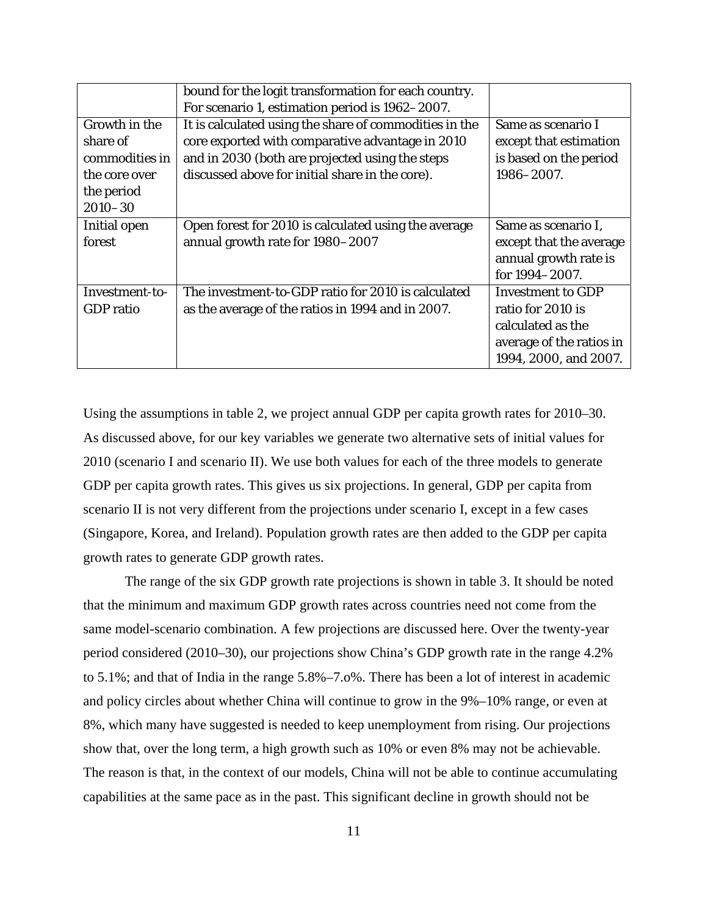|  | bound for the logit transformation for each country. For scenario 1, estimation period is 1962–2007. |  |
| --- | --- | --- |
| Growth in the share of commodities in the core over the period 2010–30 | It is calculated using the share of commodities in the core exported with comparative advantage in 2010 and in 2030 (both are projected using the steps discussed above for initial share in the core). | Same as scenario I except that estimation is based on the period 1986–2007. |
| Initial open forest | Open forest for 2010 is calculated using the average annual growth rate for 1980–2007 | Same as scenario I, except that the average annual growth rate is for 1994–2007. |
| Investment-to-GDP ratio | The investment-to-GDP ratio for 2010 is calculated as the average of the ratios in 1994 and in 2007. | Investment to GDP ratio for 2010 is calculated as the average of the ratios in 1994, 2000, and 2007. |

Using the assumptions in table 2, we project annual GDP per capita growth rates for 2010–30. As discussed above, for our key variables we generate two alternative sets of initial values for 2010 (scenario I and scenario II). We use both values for each of the three models to generate GDP per capita growth rates. This gives us six projections. In general, GDP per capita from scenario II is not very different from the projections under scenario I, except in a few cases (Singapore, Korea, and Ireland). Population growth rates are then added to the GDP per capita growth rates to generate GDP growth rates.

The range of the six GDP growth rate projections is shown in table 3. It should be noted that the minimum and maximum GDP growth rates across countries need not come from the same model-scenario combination. A few projections are discussed here. Over the twenty-year period considered (2010–30), our projections show China's GDP growth rate in the range 4.2% to 5.1%; and that of India in the range 5.8%–7.o%. There has been a lot of interest in academic and policy circles about whether China will continue to grow in the 9%–10% range, or even at 8%, which many have suggested is needed to keep unemployment from rising. Our projections show that, over the long term, a high growth such as 10% or even 8% may not be achievable. The reason is that, in the context of our models, China will not be able to continue accumulating capabilities at the same pace as in the past. This significant decline in growth should not be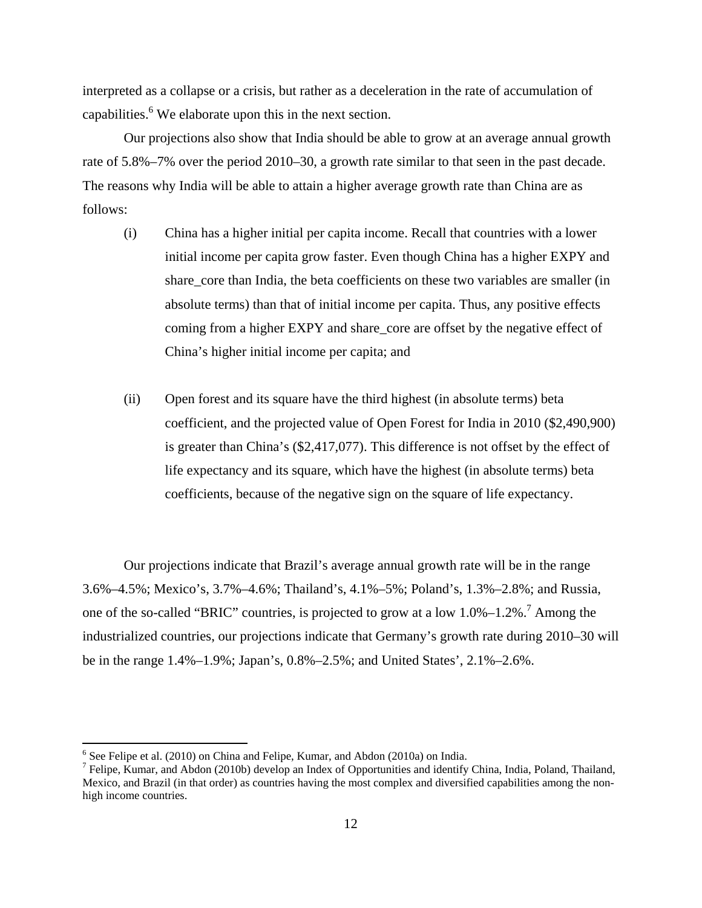interpreted as a collapse or a crisis, but rather as a deceleration in the rate of accumulation of capabilities.[6] We elaborate upon this in the next section.

Our projections also show that India should be able to grow at an average annual growth rate of 5.8%–7% over the period 2010–30, a growth rate similar to that seen in the past decade. The reasons why India will be able to attain a higher average growth rate than China are as follows:

(i) China has a higher initial per capita income. Recall that countries with a lower initial income per capita grow faster. Even though China has a higher EXPY and share_core than India, the beta coefficients on these two variables are smaller (in absolute terms) than that of initial income per capita. Thus, any positive effects coming from a higher EXPY and share_core are offset by the negative effect of China's higher initial income per capita; and

(ii) Open forest and its square have the third highest (in absolute terms) beta coefficient, and the projected value of Open Forest for India in 2010 ($2,490,900) is greater than China's ($2,417,077). This difference is not offset by the effect of life expectancy and its square, which have the highest (in absolute terms) beta coefficients, because of the negative sign on the square of life expectancy.

Our projections indicate that Brazil's average annual growth rate will be in the range 3.6%–4.5%; Mexico's, 3.7%–4.6%; Thailand's, 4.1%–5%; Poland's, 1.3%–2.8%; and Russia, one of the so-called "BRIC" countries, is projected to grow at a low 1.0%–1.2%.[7] Among the industrialized countries, our projections indicate that Germany's growth rate during 2010–30 will be in the range 1.4%–1.9%; Japan's, 0.8%–2.5%; and United States', 2.1%–2.6%.

---

[6] See Felipe et al. (2010) on China and Felipe, Kumar, and Abdon (2010a) on India.

[7] Felipe, Kumar, and Abdon (2010b) develop an Index of Opportunities and identify China, India, Poland, Thailand, Mexico, and Brazil (in that order) as countries having the most complex and diversified capabilities among the non-high income countries.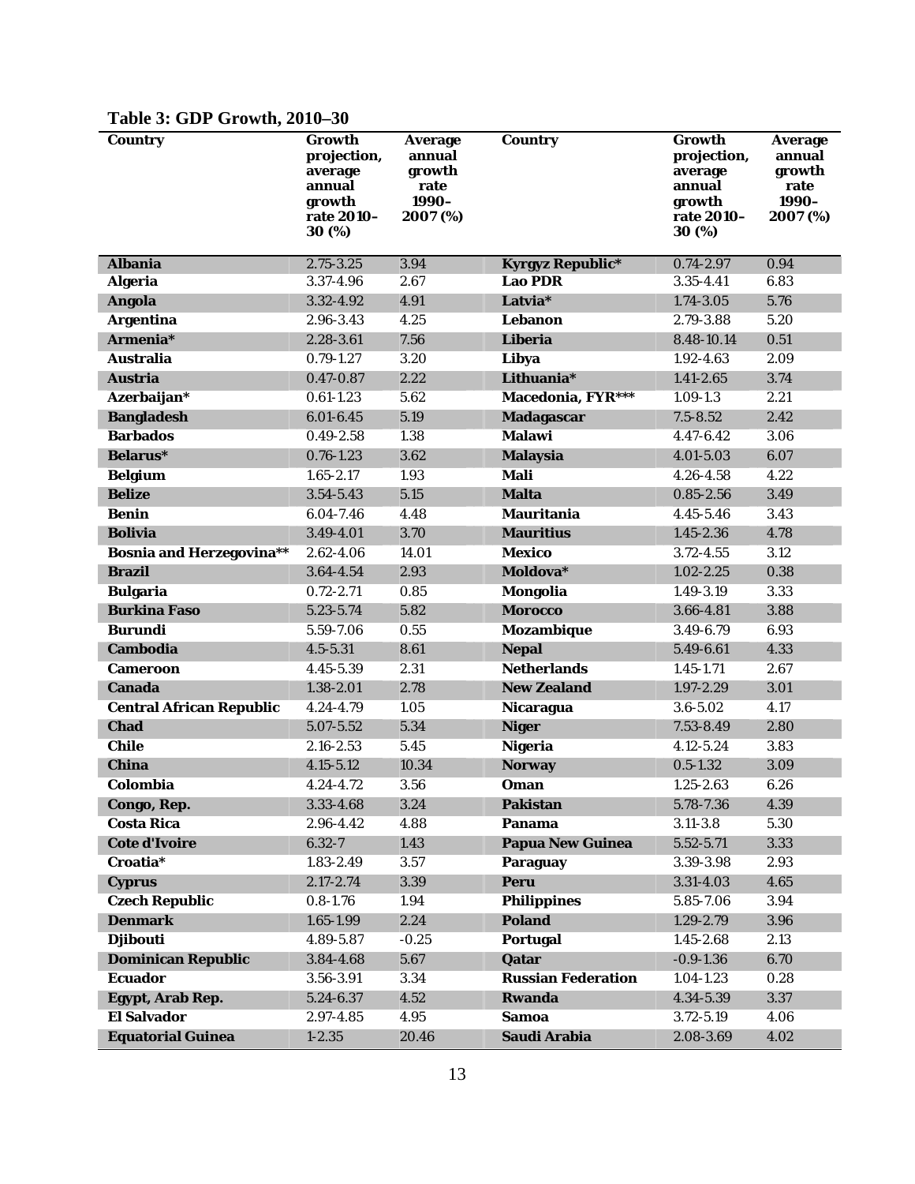**Table 3: GDP Growth, 2010–30**

| Country | Growth projection, average annual growth rate 2010–30 (%) | Average annual growth rate 1990–2007 (%) | Country | Growth projection, average annual growth rate 2010–30 (%) | Average annual growth rate 1990–2007 (%) |
|---|---|---|---|---|---|
| **Albania** | 2.75-3.25 | 3.94 | **Kyrgyz Republic*** | 0.74-2.97 | 0.94 |
| **Algeria** | 3.37-4.96 | 2.67 | **Lao PDR** | 3.35-4.41 | 6.83 |
| **Angola** | 3.32-4.92 | 4.91 | **Latvia*** | 1.74-3.05 | 5.76 |
| **Argentina** | 2.96-3.43 | 4.25 | **Lebanon** | 2.79-3.88 | 5.20 |
| **Armenia*** | 2.28-3.61 | 7.56 | **Liberia** | 8.48-10.14 | 0.51 |
| **Australia** | 0.79-1.27 | 3.20 | **Libya** | 1.92-4.63 | 2.09 |
| **Austria** | 0.47-0.87 | 2.22 | **Lithuania*** | 1.41-2.65 | 3.74 |
| **Azerbaijan*** | 0.61-1.23 | 5.62 | **Macedonia, FYR***** | 1.09-1.3 | 2.21 |
| **Bangladesh** | 6.01-6.45 | 5.19 | **Madagascar** | 7.5-8.52 | 2.42 |
| **Barbados** | 0.49-2.58 | 1.38 | **Malawi** | 4.47-6.42 | 3.06 |
| **Belarus*** | 0.76-1.23 | 3.62 | **Malaysia** | 4.01-5.03 | 6.07 |
| **Belgium** | 1.65-2.17 | 1.93 | **Mali** | 4.26-4.58 | 4.22 |
| **Belize** | 3.54-5.43 | 5.15 | **Malta** | 0.85-2.56 | 3.49 |
| **Benin** | 6.04-7.46 | 4.48 | **Mauritania** | 4.45-5.46 | 3.43 |
| **Bolivia** | 3.49-4.01 | 3.70 | **Mauritius** | 1.45-2.36 | 4.78 |
| **Bosnia and Herzegovina**** | 2.62-4.06 | 14.01 | **Mexico** | 3.72-4.55 | 3.12 |
| **Brazil** | 3.64-4.54 | 2.93 | **Moldova*** | 1.02-2.25 | 0.38 |
| **Bulgaria** | 0.72-2.71 | 0.85 | **Mongolia** | 1.49-3.19 | 3.33 |
| **Burkina Faso** | 5.23-5.74 | 5.82 | **Morocco** | 3.66-4.81 | 3.88 |
| **Burundi** | 5.59-7.06 | 0.55 | **Mozambique** | 3.49-6.79 | 6.93 |
| **Cambodia** | 4.5-5.31 | 8.61 | **Nepal** | 5.49-6.61 | 4.33 |
| **Cameroon** | 4.45-5.39 | 2.31 | **Netherlands** | 1.45-1.71 | 2.67 |
| **Canada** | 1.38-2.01 | 2.78 | **New Zealand** | 1.97-2.29 | 3.01 |
| **Central African Republic** | 4.24-4.79 | 1.05 | **Nicaragua** | 3.6-5.02 | 4.17 |
| **Chad** | 5.07-5.52 | 5.34 | **Niger** | 7.53-8.49 | 2.80 |
| **Chile** | 2.16-2.53 | 5.45 | **Nigeria** | 4.12-5.24 | 3.83 |
| **China** | 4.15-5.12 | 10.34 | **Norway** | 0.5-1.32 | 3.09 |
| **Colombia** | 4.24-4.72 | 3.56 | **Oman** | 1.25-2.63 | 6.26 |
| **Congo, Rep.** | 3.33-4.68 | 3.24 | **Pakistan** | 5.78-7.36 | 4.39 |
| **Costa Rica** | 2.96-4.42 | 4.88 | **Panama** | 3.11-3.8 | 5.30 |
| **Cote d'Ivoire** | 6.32-7 | 1.43 | **Papua New Guinea** | 5.52-5.71 | 3.33 |
| **Croatia*** | 1.83-2.49 | 3.57 | **Paraguay** | 3.39-3.98 | 2.93 |
| **Cyprus** | 2.17-2.74 | 3.39 | **Peru** | 3.31-4.03 | 4.65 |
| **Czech Republic** | 0.8-1.76 | 1.94 | **Philippines** | 5.85-7.06 | 3.94 |
| **Denmark** | 1.65-1.99 | 2.24 | **Poland** | 1.29-2.79 | 3.96 |
| **Djibouti** | 4.89-5.87 | -0.25 | **Portugal** | 1.45-2.68 | 2.13 |
| **Dominican Republic** | 3.84-4.68 | 5.67 | **Qatar** | -0.9-1.36 | 6.70 |
| **Ecuador** | 3.56-3.91 | 3.34 | **Russian Federation** | 1.04-1.23 | 0.28 |
| **Egypt, Arab Rep.** | 5.24-6.37 | 4.52 | **Rwanda** | 4.34-5.39 | 3.37 |
| **El Salvador** | 2.97-4.85 | 4.95 | **Samoa** | 3.72-5.19 | 4.06 |
| **Equatorial Guinea** | 1-2.35 | 20.46 | **Saudi Arabia** | 2.08-3.69 | 4.02 |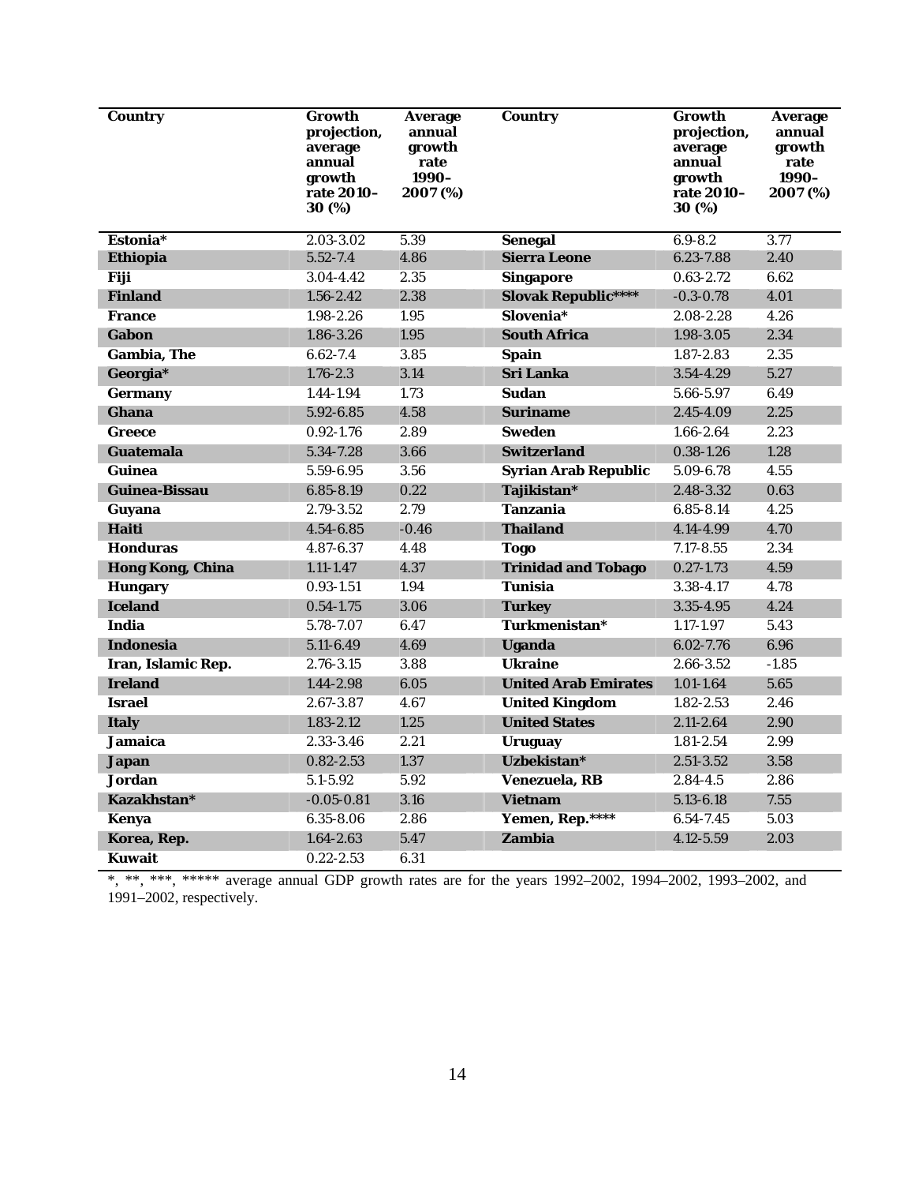| Country | Growth projection, average annual growth rate 2010–30 (%) | Average annual growth rate 1990–2007 (%) | Country | Growth projection, average annual growth rate 2010–30 (%) | Average annual growth rate 1990–2007 (%) |
|---|---|---|---|---|---|
| **Estonia*** | 2.03-3.02 | 5.39 | **Senegal** | 6.9-8.2 | 3.77 |
| **Ethiopia** | 5.52-7.4 | 4.86 | **Sierra Leone** | 6.23-7.88 | 2.40 |
| **Fiji** | 3.04-4.42 | 2.35 | **Singapore** | 0.63-2.72 | 6.62 |
| **Finland** | 1.56-2.42 | 2.38 | **Slovak Republic****** | -0.3-0.78 | 4.01 |
| **France** | 1.98-2.26 | 1.95 | **Slovenia*** | 2.08-2.28 | 4.26 |
| **Gabon** | 1.86-3.26 | 1.95 | **South Africa** | 1.98-3.05 | 2.34 |
| **Gambia, The** | 6.62-7.4 | 3.85 | **Spain** | 1.87-2.83 | 2.35 |
| **Georgia*** | 1.76-2.3 | 3.14 | **Sri Lanka** | 3.54-4.29 | 5.27 |
| **Germany** | 1.44-1.94 | 1.73 | **Sudan** | 5.66-5.97 | 6.49 |
| **Ghana** | 5.92-6.85 | 4.58 | **Suriname** | 2.45-4.09 | 2.25 |
| **Greece** | 0.92-1.76 | 2.89 | **Sweden** | 1.66-2.64 | 2.23 |
| **Guatemala** | 5.34-7.28 | 3.66 | **Switzerland** | 0.38-1.26 | 1.28 |
| **Guinea** | 5.59-6.95 | 3.56 | **Syrian Arab Republic** | 5.09-6.78 | 4.55 |
| **Guinea-Bissau** | 6.85-8.19 | 0.22 | **Tajikistan*** | 2.48-3.32 | 0.63 |
| **Guyana** | 2.79-3.52 | 2.79 | **Tanzania** | 6.85-8.14 | 4.25 |
| **Haiti** | 4.54-6.85 | -0.46 | **Thailand** | 4.14-4.99 | 4.70 |
| **Honduras** | 4.87-6.37 | 4.48 | **Togo** | 7.17-8.55 | 2.34 |
| **Hong Kong, China** | 1.11-1.47 | 4.37 | **Trinidad and Tobago** | 0.27-1.73 | 4.59 |
| **Hungary** | 0.93-1.51 | 1.94 | **Tunisia** | 3.38-4.17 | 4.78 |
| **Iceland** | 0.54-1.75 | 3.06 | **Turkey** | 3.35-4.95 | 4.24 |
| **India** | 5.78-7.07 | 6.47 | **Turkmenistan*** | 1.17-1.97 | 5.43 |
| **Indonesia** | 5.11-6.49 | 4.69 | **Uganda** | 6.02-7.76 | 6.96 |
| **Iran, Islamic Rep.** | 2.76-3.15 | 3.88 | **Ukraine** | 2.66-3.52 | -1.85 |
| **Ireland** | 1.44-2.98 | 6.05 | **United Arab Emirates** | 1.01-1.64 | 5.65 |
| **Israel** | 2.67-3.87 | 4.67 | **United Kingdom** | 1.82-2.53 | 2.46 |
| **Italy** | 1.83-2.12 | 1.25 | **United States** | 2.11-2.64 | 2.90 |
| **Jamaica** | 2.33-3.46 | 2.21 | **Uruguay** | 1.81-2.54 | 2.99 |
| **Japan** | 0.82-2.53 | 1.37 | **Uzbekistan*** | 2.51-3.52 | 3.58 |
| **Jordan** | 5.1-5.92 | 5.92 | **Venezuela, RB** | 2.84-4.5 | 2.86 |
| **Kazakhstan*** | -0.05-0.81 | 3.16 | **Vietnam** | 5.13-6.18 | 7.55 |
| **Kenya** | 6.35-8.06 | 2.86 | **Yemen, Rep.****** | 6.54-7.45 | 5.03 |
| **Korea, Rep.** | 1.64-2.63 | 5.47 | **Zambia** | 4.12-5.59 | 2.03 |
| **Kuwait** | 0.22-2.53 | 6.31 | | | |

*, **, ***, ***** average annual GDP growth rates are for the years 1992–2002, 1994–2002, 1993–2002, and 1991–2002, respectively.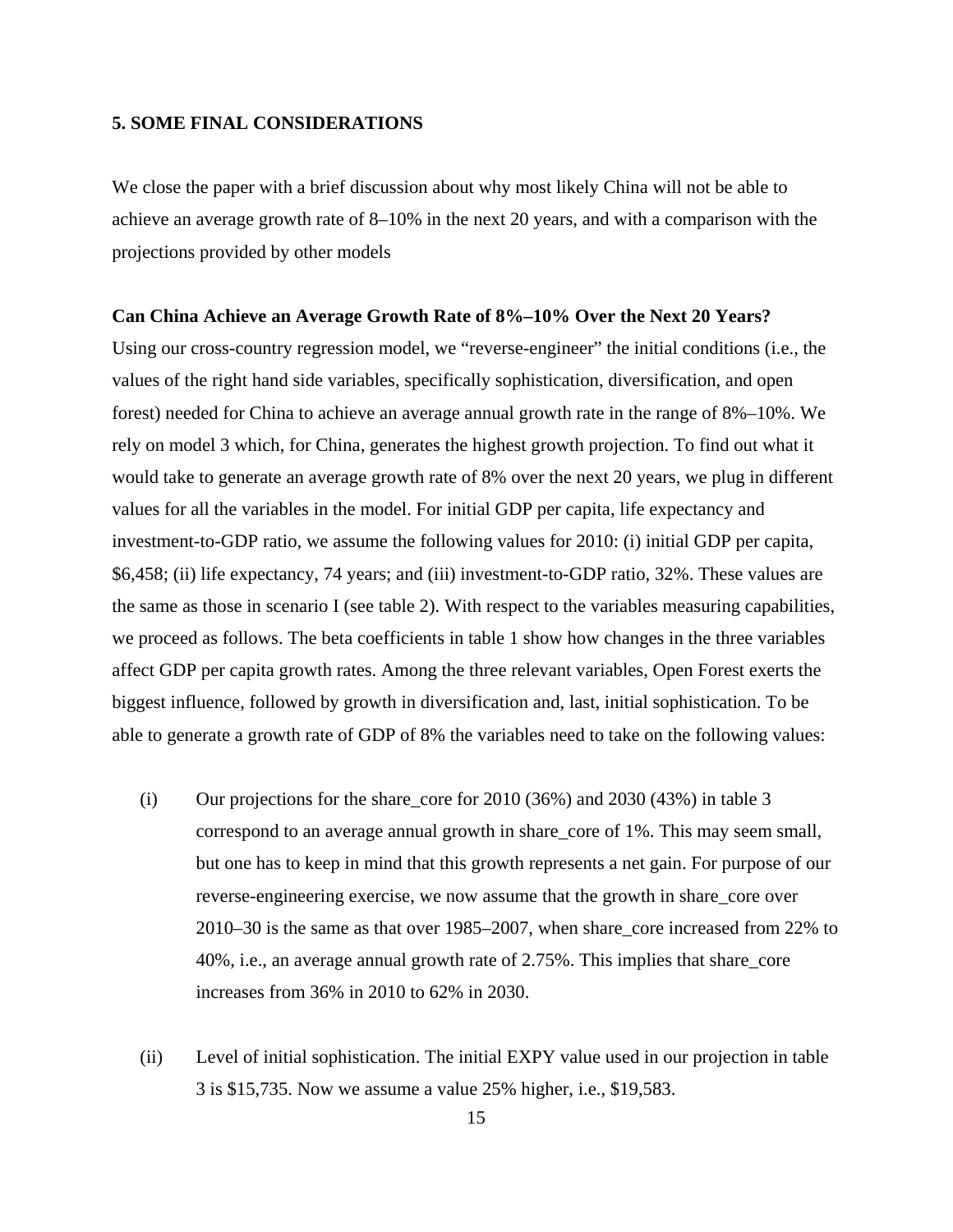## 5. SOME FINAL CONSIDERATIONS

We close the paper with a brief discussion about why most likely China will not be able to achieve an average growth rate of 8–10% in the next 20 years, and with a comparison with the projections provided by other models

**Can China Achieve an Average Growth Rate of 8%–10% Over the Next 20 Years?**

Using our cross-country regression model, we "reverse-engineer" the initial conditions (i.e., the values of the right hand side variables, specifically sophistication, diversification, and open forest) needed for China to achieve an average annual growth rate in the range of 8%–10%. We rely on model 3 which, for China, generates the highest growth projection. To find out what it would take to generate an average growth rate of 8% over the next 20 years, we plug in different values for all the variables in the model. For initial GDP per capita, life expectancy and investment-to-GDP ratio, we assume the following values for 2010: (i) initial GDP per capita, \$6,458; (ii) life expectancy, 74 years; and (iii) investment-to-GDP ratio, 32%. These values are the same as those in scenario I (see table 2). With respect to the variables measuring capabilities, we proceed as follows. The beta coefficients in table 1 show how changes in the three variables affect GDP per capita growth rates. Among the three relevant variables, Open Forest exerts the biggest influence, followed by growth in diversification and, last, initial sophistication. To be able to generate a growth rate of GDP of 8% the variables need to take on the following values:

(i) Our projections for the share_core for 2010 (36%) and 2030 (43%) in table 3 correspond to an average annual growth in share_core of 1%. This may seem small, but one has to keep in mind that this growth represents a net gain. For purpose of our reverse-engineering exercise, we now assume that the growth in share_core over 2010–30 is the same as that over 1985–2007, when share_core increased from 22% to 40%, i.e., an average annual growth rate of 2.75%. This implies that share_core increases from 36% in 2010 to 62% in 2030.

(ii) Level of initial sophistication. The initial EXPY value used in our projection in table 3 is \$15,735. Now we assume a value 25% higher, i.e., \$19,583.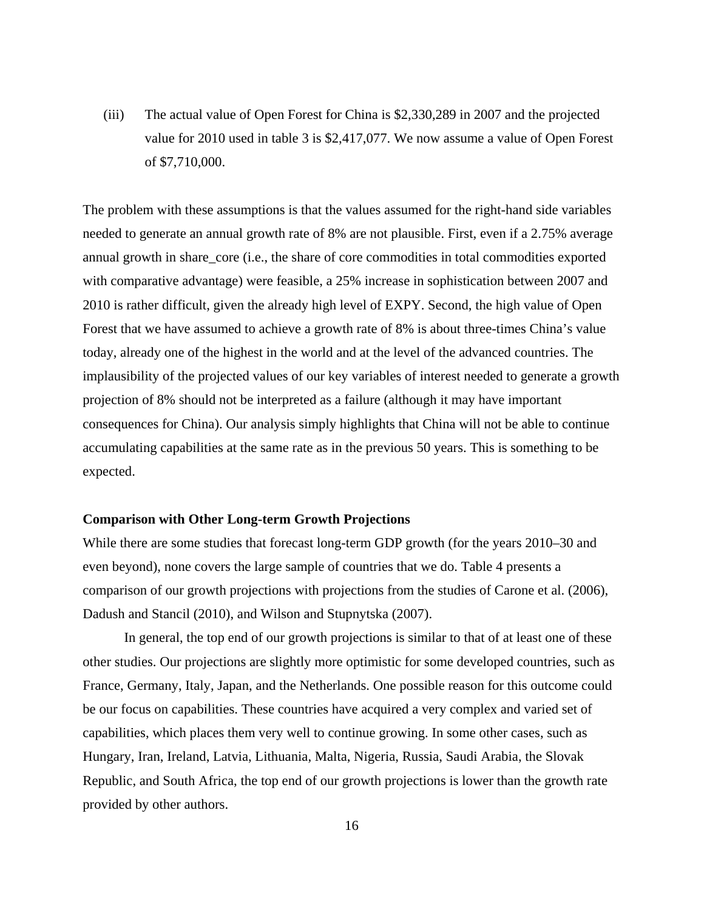(iii) The actual value of Open Forest for China is $2,330,289 in 2007 and the projected value for 2010 used in table 3 is $2,417,077. We now assume a value of Open Forest of $7,710,000.

The problem with these assumptions is that the values assumed for the right-hand side variables needed to generate an annual growth rate of 8% are not plausible. First, even if a 2.75% average annual growth in share_core (i.e., the share of core commodities in total commodities exported with comparative advantage) were feasible, a 25% increase in sophistication between 2007 and 2010 is rather difficult, given the already high level of EXPY. Second, the high value of Open Forest that we have assumed to achieve a growth rate of 8% is about three-times China's value today, already one of the highest in the world and at the level of the advanced countries. The implausibility of the projected values of our key variables of interest needed to generate a growth projection of 8% should not be interpreted as a failure (although it may have important consequences for China). Our analysis simply highlights that China will not be able to continue accumulating capabilities at the same rate as in the previous 50 years. This is something to be expected.

**Comparison with Other Long-term Growth Projections**

While there are some studies that forecast long-term GDP growth (for the years 2010–30 and even beyond), none covers the large sample of countries that we do. Table 4 presents a comparison of our growth projections with projections from the studies of Carone et al. (2006), Dadush and Stancil (2010), and Wilson and Stupnytska (2007).

In general, the top end of our growth projections is similar to that of at least one of these other studies. Our projections are slightly more optimistic for some developed countries, such as France, Germany, Italy, Japan, and the Netherlands. One possible reason for this outcome could be our focus on capabilities. These countries have acquired a very complex and varied set of capabilities, which places them very well to continue growing. In some other cases, such as Hungary, Iran, Ireland, Latvia, Lithuania, Malta, Nigeria, Russia, Saudi Arabia, the Slovak Republic, and South Africa, the top end of our growth projections is lower than the growth rate provided by other authors.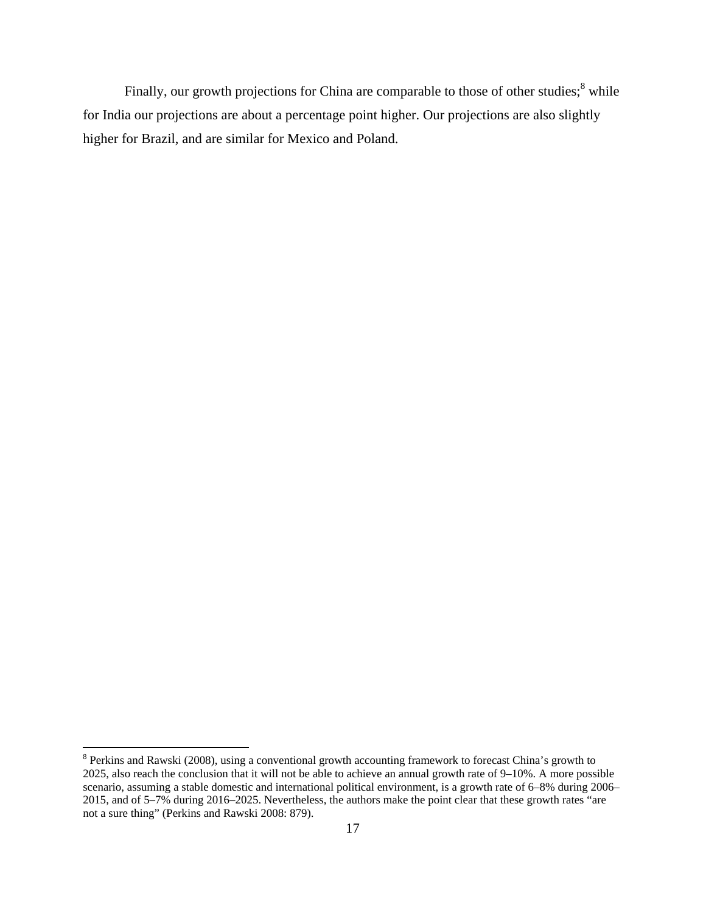Finally, our growth projections for China are comparable to those of other studies;[8] while for India our projections are about a percentage point higher. Our projections are also slightly higher for Brazil, and are similar for Mexico and Poland.

---

[8] Perkins and Rawski (2008), using a conventional growth accounting framework to forecast China's growth to 2025, also reach the conclusion that it will not be able to achieve an annual growth rate of 9–10%. A more possible scenario, assuming a stable domestic and international political environment, is a growth rate of 6–8% during 2006–2015, and of 5–7% during 2016–2025. Nevertheless, the authors make the point clear that these growth rates "are not a sure thing" (Perkins and Rawski 2008: 879).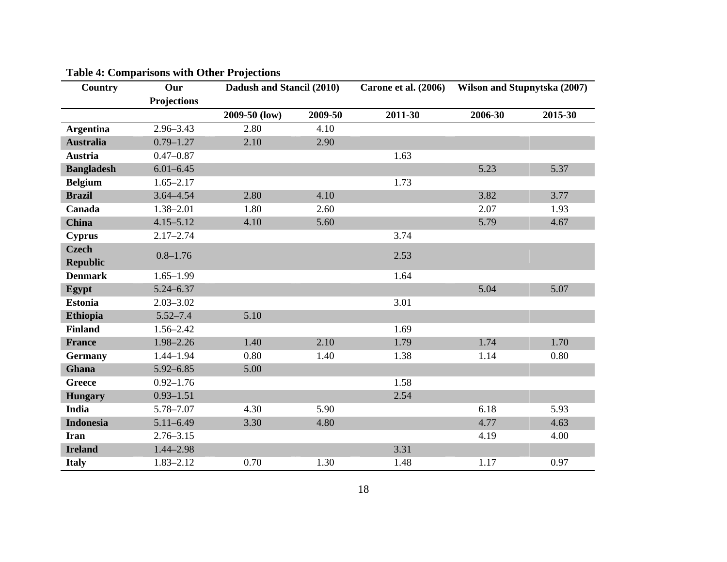**Table 4: Comparisons with Other Projections**

| Country | Our Projections | Dadush and Stancil (2010) | | Carone et al. (2006) | Wilson and Stupnytska (2007) | |
|---|---|---|---|---|---|---|
| | | 2009-50 (low) | 2009-50 | 2011-30 | 2006-30 | 2015-30 |
| **Argentina** | 2.96–3.43 | 2.80 | 4.10 | | | |
| **Australia** | 0.79–1.27 | 2.10 | 2.90 | | | |
| **Austria** | 0.47–0.87 | | | 1.63 | | |
| **Bangladesh** | 6.01–6.45 | | | | 5.23 | 5.37 |
| **Belgium** | 1.65–2.17 | | | 1.73 | | |
| **Brazil** | 3.64–4.54 | 2.80 | 4.10 | | 3.82 | 3.77 |
| **Canada** | 1.38–2.01 | 1.80 | 2.60 | | 2.07 | 1.93 |
| **China** | 4.15–5.12 | 4.10 | 5.60 | | 5.79 | 4.67 |
| **Cyprus** | 2.17–2.74 | | | 3.74 | | |
| **Czech Republic** | 0.8–1.76 | | | 2.53 | | |
| **Denmark** | 1.65–1.99 | | | 1.64 | | |
| **Egypt** | 5.24–6.37 | | | | 5.04 | 5.07 |
| **Estonia** | 2.03–3.02 | | | 3.01 | | |
| **Ethiopia** | 5.52–7.4 | 5.10 | | | | |
| **Finland** | 1.56–2.42 | | | 1.69 | | |
| **France** | 1.98–2.26 | 1.40 | 2.10 | 1.79 | 1.74 | 1.70 |
| **Germany** | 1.44–1.94 | 0.80 | 1.40 | 1.38 | 1.14 | 0.80 |
| **Ghana** | 5.92–6.85 | 5.00 | | | | |
| **Greece** | 0.92–1.76 | | | 1.58 | | |
| **Hungary** | 0.93–1.51 | | | 2.54 | | |
| **India** | 5.78–7.07 | 4.30 | 5.90 | | 6.18 | 5.93 |
| **Indonesia** | 5.11–6.49 | 3.30 | 4.80 | | 4.77 | 4.63 |
| **Iran** | 2.76–3.15 | | | | 4.19 | 4.00 |
| **Ireland** | 1.44–2.98 | | | 3.31 | | |
| **Italy** | 1.83–2.12 | 0.70 | 1.30 | 1.48 | 1.17 | 0.97 |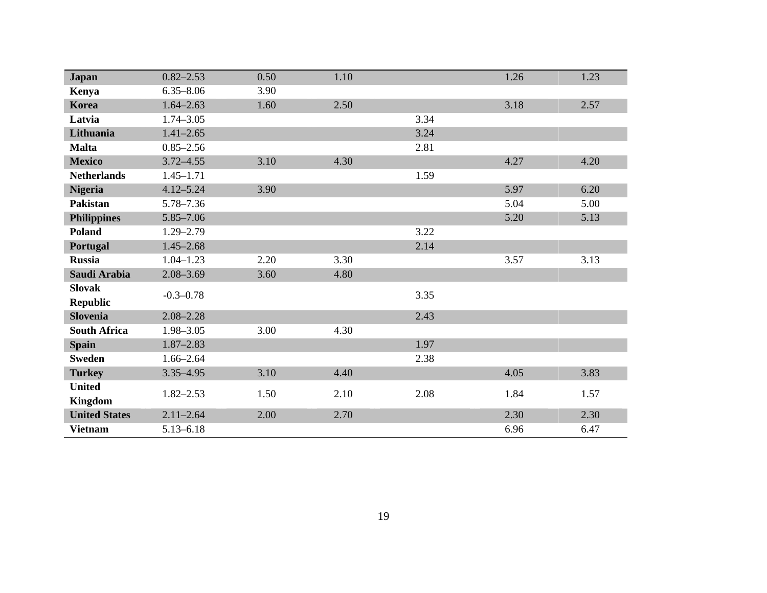| | | | | | | |
|---|---|---|---|---|---|---|
| **Japan** | 0.82–2.53 | 0.50 | 1.10 | | 1.26 | 1.23 |
| **Kenya** | 6.35–8.06 | 3.90 | | | | |
| **Korea** | 1.64–2.63 | 1.60 | 2.50 | | 3.18 | 2.57 |
| **Latvia** | 1.74–3.05 | | | 3.34 | | |
| **Lithuania** | 1.41–2.65 | | | 3.24 | | |
| **Malta** | 0.85–2.56 | | | 2.81 | | |
| **Mexico** | 3.72–4.55 | 3.10 | 4.30 | | 4.27 | 4.20 |
| **Netherlands** | 1.45–1.71 | | | 1.59 | | |
| **Nigeria** | 4.12–5.24 | 3.90 | | | 5.97 | 6.20 |
| **Pakistan** | 5.78–7.36 | | | | 5.04 | 5.00 |
| **Philippines** | 5.85–7.06 | | | | 5.20 | 5.13 |
| **Poland** | 1.29–2.79 | | | 3.22 | | |
| **Portugal** | 1.45–2.68 | | | 2.14 | | |
| **Russia** | 1.04–1.23 | 2.20 | 3.30 | | 3.57 | 3.13 |
| **Saudi Arabia** | 2.08–3.69 | 3.60 | 4.80 | | | |
| **Slovak Republic** | -0.3–0.78 | | | 3.35 | | |
| **Slovenia** | 2.08–2.28 | | | 2.43 | | |
| **South Africa** | 1.98–3.05 | 3.00 | 4.30 | | | |
| **Spain** | 1.87–2.83 | | | 1.97 | | |
| **Sweden** | 1.66–2.64 | | | 2.38 | | |
| **Turkey** | 3.35–4.95 | 3.10 | 4.40 | | 4.05 | 3.83 |
| **United Kingdom** | 1.82–2.53 | 1.50 | 2.10 | 2.08 | 1.84 | 1.57 |
| **United States** | 2.11–2.64 | 2.00 | 2.70 | | 2.30 | 2.30 |
| **Vietnam** | 5.13–6.18 | | | | 6.96 | 6.47 |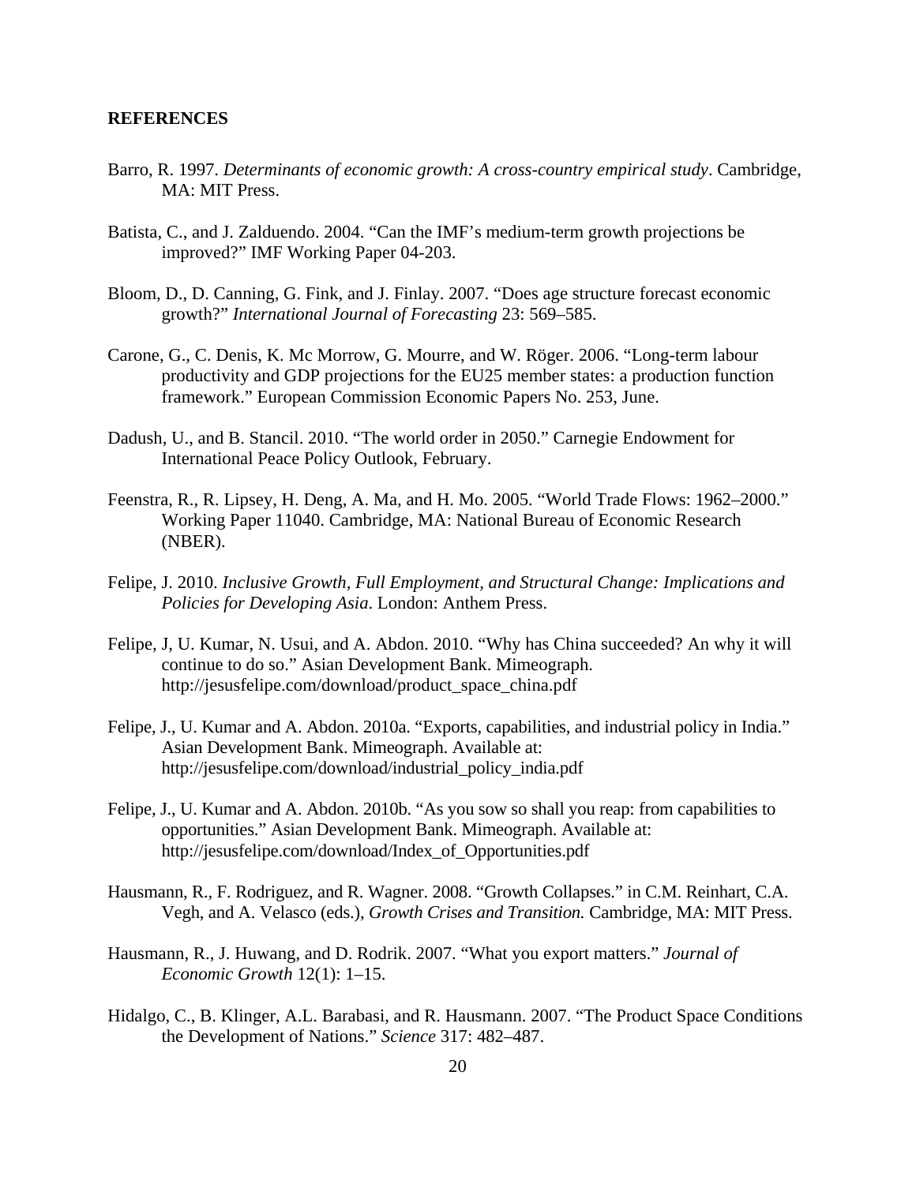**REFERENCES**

Barro, R. 1997. *Determinants of economic growth: A cross-country empirical study*. Cambridge, MA: MIT Press.

Batista, C., and J. Zalduendo. 2004. "Can the IMF's medium-term growth projections be improved?" IMF Working Paper 04-203.

Bloom, D., D. Canning, G. Fink, and J. Finlay. 2007. "Does age structure forecast economic growth?" *International Journal of Forecasting* 23: 569–585.

Carone, G., C. Denis, K. Mc Morrow, G. Mourre, and W. Röger. 2006. "Long-term labour productivity and GDP projections for the EU25 member states: a production function framework." European Commission Economic Papers No. 253, June.

Dadush, U., and B. Stancil. 2010. "The world order in 2050." Carnegie Endowment for International Peace Policy Outlook, February.

Feenstra, R., R. Lipsey, H. Deng, A. Ma, and H. Mo. 2005. "World Trade Flows: 1962–2000." Working Paper 11040. Cambridge, MA: National Bureau of Economic Research (NBER).

Felipe, J. 2010. *Inclusive Growth, Full Employment, and Structural Change: Implications and Policies for Developing Asia*. London: Anthem Press.

Felipe, J, U. Kumar, N. Usui, and A. Abdon. 2010. "Why has China succeeded? An why it will continue to do so." Asian Development Bank. Mimeograph. http://jesusfelipe.com/download/product_space_china.pdf

Felipe, J., U. Kumar and A. Abdon. 2010a. "Exports, capabilities, and industrial policy in India." Asian Development Bank. Mimeograph. Available at: http://jesusfelipe.com/download/industrial_policy_india.pdf

Felipe, J., U. Kumar and A. Abdon. 2010b. "As you sow so shall you reap: from capabilities to opportunities." Asian Development Bank. Mimeograph. Available at: http://jesusfelipe.com/download/Index_of_Opportunities.pdf

Hausmann, R., F. Rodriguez, and R. Wagner. 2008. "Growth Collapses." in C.M. Reinhart, C.A. Vegh, and A. Velasco (eds.), *Growth Crises and Transition.* Cambridge, MA: MIT Press.

Hausmann, R., J. Huwang, and D. Rodrik. 2007. "What you export matters." *Journal of Economic Growth* 12(1): 1–15.

Hidalgo, C., B. Klinger, A.L. Barabasi, and R. Hausmann. 2007. "The Product Space Conditions the Development of Nations." *Science* 317: 482–487.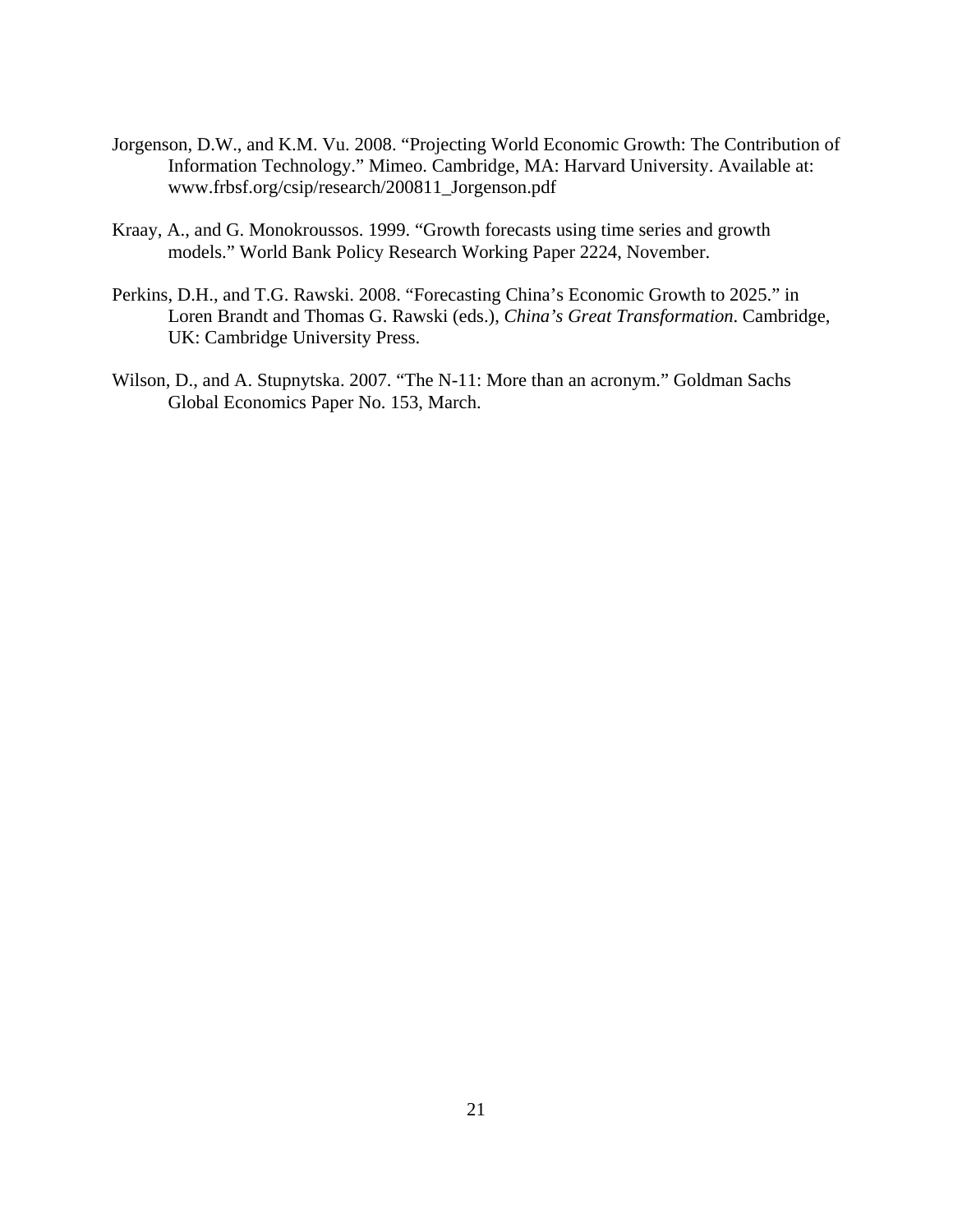Jorgenson, D.W., and K.M. Vu. 2008. "Projecting World Economic Growth: The Contribution of Information Technology." Mimeo. Cambridge, MA: Harvard University. Available at: www.frbsf.org/csip/research/200811_Jorgenson.pdf

Kraay, A., and G. Monokroussos. 1999. "Growth forecasts using time series and growth models." World Bank Policy Research Working Paper 2224, November.

Perkins, D.H., and T.G. Rawski. 2008. "Forecasting China's Economic Growth to 2025." in Loren Brandt and Thomas G. Rawski (eds.), *China's Great Transformation*. Cambridge, UK: Cambridge University Press.

Wilson, D., and A. Stupnytska. 2007. "The N-11: More than an acronym." Goldman Sachs Global Economics Paper No. 153, March.